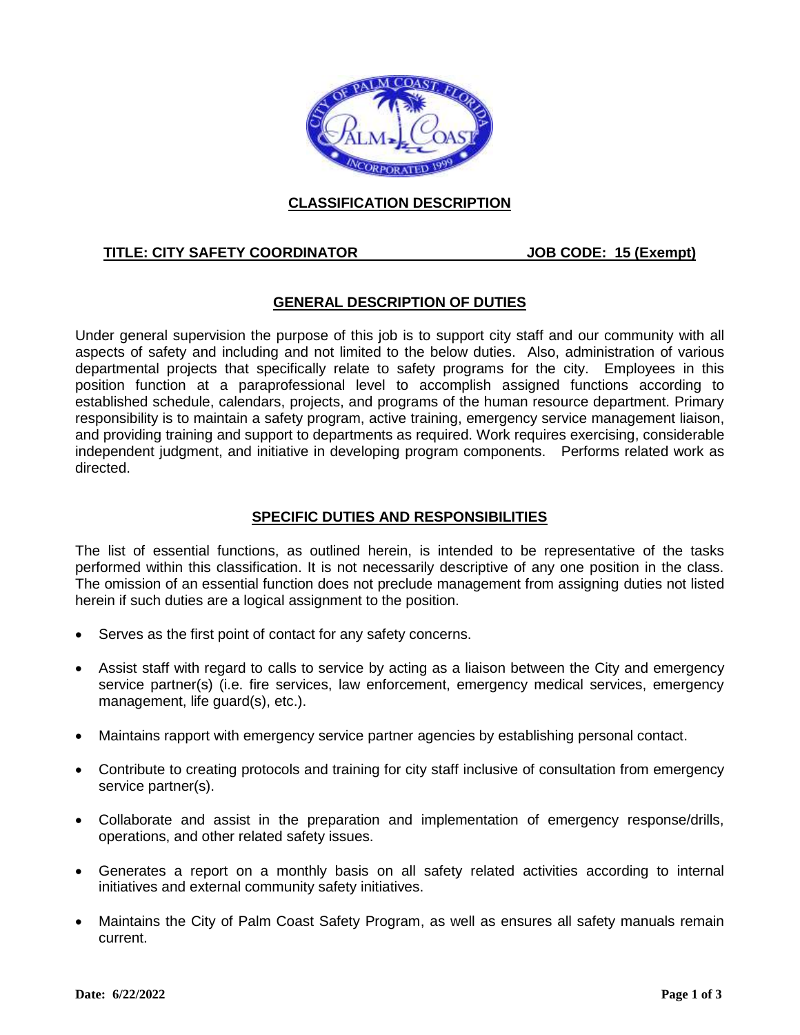# CLASSIFICATION DESCRIPTION

**TITLE: CITY SAFETY COORDINATOR** **JOB CODE: 15 (Exempt)**

## GENERAL DESCRIPTION OF DUTIES

Under general supervision the purpose of this job is to support city staff and our community with all aspects of safety and including and not limited to the below duties. Also, administration of various departmental projects that specifically relate to safety programs for the city. Employees in this position function at a paraprofessional level to accomplish assigned functions according to established schedule, calendars, projects, and programs of the human resource department. Primary responsibility is to maintain a safety program, active training, emergency service management liaison, and providing training and support to departments as required. Work requires exercising, considerable independent judgment, and initiative in developing program components. Performs related work as directed.

## SPECIFIC DUTIES AND RESPONSIBILITIES

The list of essential functions, as outlined herein, is intended to be representative of the tasks performed within this classification. It is not necessarily descriptive of any one position in the class. The omission of an essential function does not preclude management from assigning duties not listed herein if such duties are a logical assignment to the position.

- Serves as the first point of contact for any safety concerns.
- Assist staff with regard to calls to service by acting as a liaison between the City and emergency service partner(s) (i.e. fire services, law enforcement, emergency medical services, emergency management, life guard(s), etc.).
- Maintains rapport with emergency service partner agencies by establishing personal contact.
- Contribute to creating protocols and training for city staff inclusive of consultation from emergency service partner(s).
- Collaborate and assist in the preparation and implementation of emergency response/drills, operations, and other related safety issues.
- Generates a report on a monthly basis on all safety related activities according to internal initiatives and external community safety initiatives.
- Maintains the City of Palm Coast Safety Program, as well as ensures all safety manuals remain current.

**Date: 6/22/2022**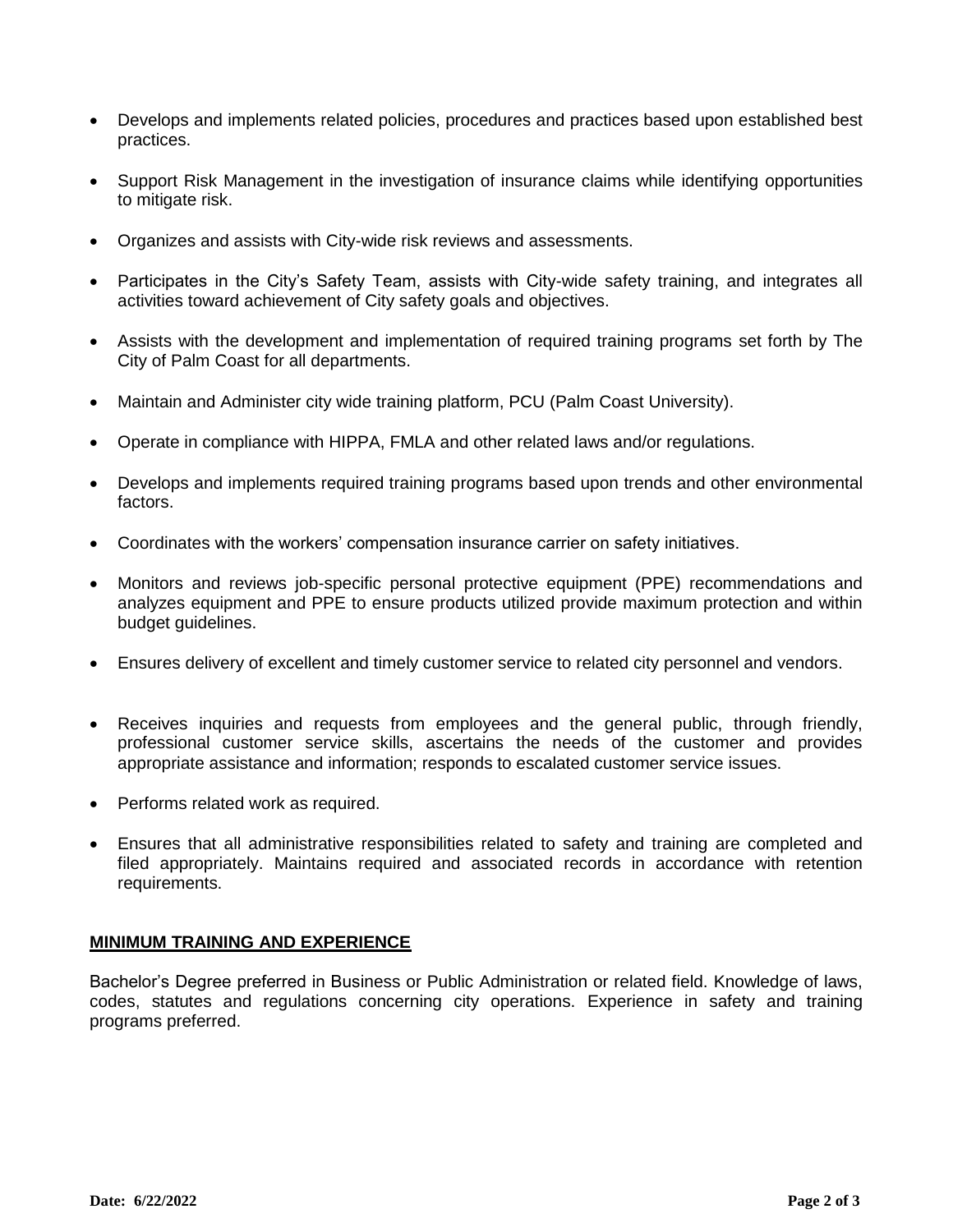- Develops and implements related policies, procedures and practices based upon established best practices.
- Support Risk Management in the investigation of insurance claims while identifying opportunities to mitigate risk.
- Organizes and assists with City-wide risk reviews and assessments.
- Participates in the City's Safety Team, assists with City-wide safety training, and integrates all activities toward achievement of City safety goals and objectives.
- Assists with the development and implementation of required training programs set forth by The City of Palm Coast for all departments.
- Maintain and Administer city wide training platform, PCU (Palm Coast University).
- Operate in compliance with HIPPA, FMLA and other related laws and/or regulations.
- Develops and implements required training programs based upon trends and other environmental factors.
- Coordinates with the workers' compensation insurance carrier on safety initiatives.
- Monitors and reviews job-specific personal protective equipment (PPE) recommendations and analyzes equipment and PPE to ensure products utilized provide maximum protection and within budget guidelines.
- Ensures delivery of excellent and timely customer service to related city personnel and vendors.
- Receives inquiries and requests from employees and the general public, through friendly, professional customer service skills, ascertains the needs of the customer and provides appropriate assistance and information; responds to escalated customer service issues.
- Performs related work as required.
- Ensures that all administrative responsibilities related to safety and training are completed and filed appropriately. Maintains required and associated records in accordance with retention requirements.

## MINIMUM TRAINING AND EXPERIENCE

Bachelor's Degree preferred in Business or Public Administration or related field. Knowledge of laws, codes, statutes and regulations concerning city operations. Experience in safety and training programs preferred.

**Date: 6/22/2022**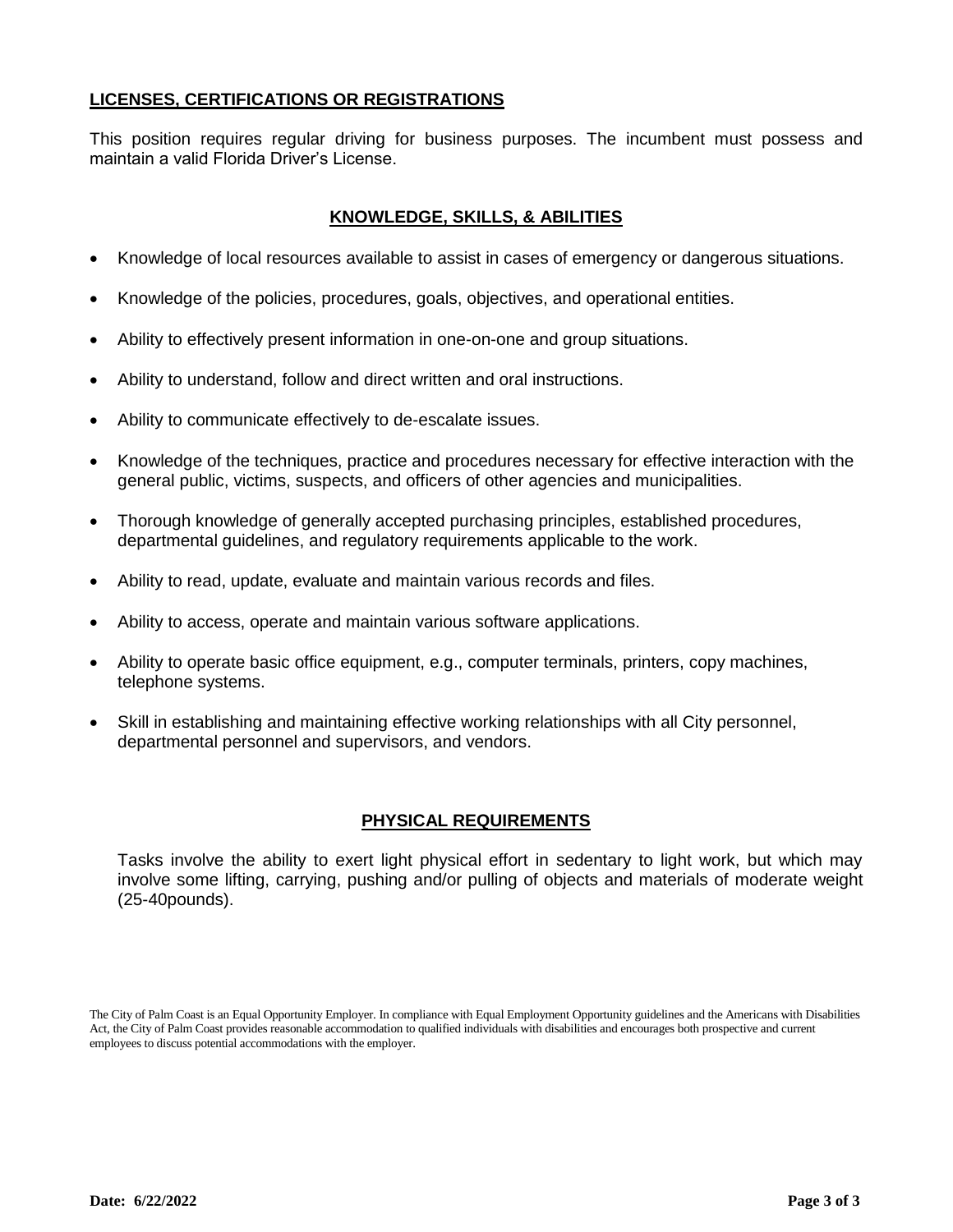## LICENSES, CERTIFICATIONS OR REGISTRATIONS

This position requires regular driving for business purposes. The incumbent must possess and maintain a valid Florida Driver's License.

## KNOWLEDGE, SKILLS, & ABILITIES

- Knowledge of local resources available to assist in cases of emergency or dangerous situations.
- Knowledge of the policies, procedures, goals, objectives, and operational entities.
- Ability to effectively present information in one-on-one and group situations.
- Ability to understand, follow and direct written and oral instructions.
- Ability to communicate effectively to de-escalate issues.
- Knowledge of the techniques, practice and procedures necessary for effective interaction with the general public, victims, suspects, and officers of other agencies and municipalities.
- Thorough knowledge of generally accepted purchasing principles, established procedures, departmental guidelines, and regulatory requirements applicable to the work.
- Ability to read, update, evaluate and maintain various records and files.
- Ability to access, operate and maintain various software applications.
- Ability to operate basic office equipment, e.g., computer terminals, printers, copy machines, telephone systems.
- Skill in establishing and maintaining effective working relationships with all City personnel, departmental personnel and supervisors, and vendors.

## PHYSICAL REQUIREMENTS

Tasks involve the ability to exert light physical effort in sedentary to light work, but which may involve some lifting, carrying, pushing and/or pulling of objects and materials of moderate weight (25-40pounds).

The City of Palm Coast is an Equal Opportunity Employer. In compliance with Equal Employment Opportunity guidelines and the Americans with Disabilities Act, the City of Palm Coast provides reasonable accommodation to qualified individuals with disabilities and encourages both prospective and current employees to discuss potential accommodations with the employer.

**Date: 6/22/2022**